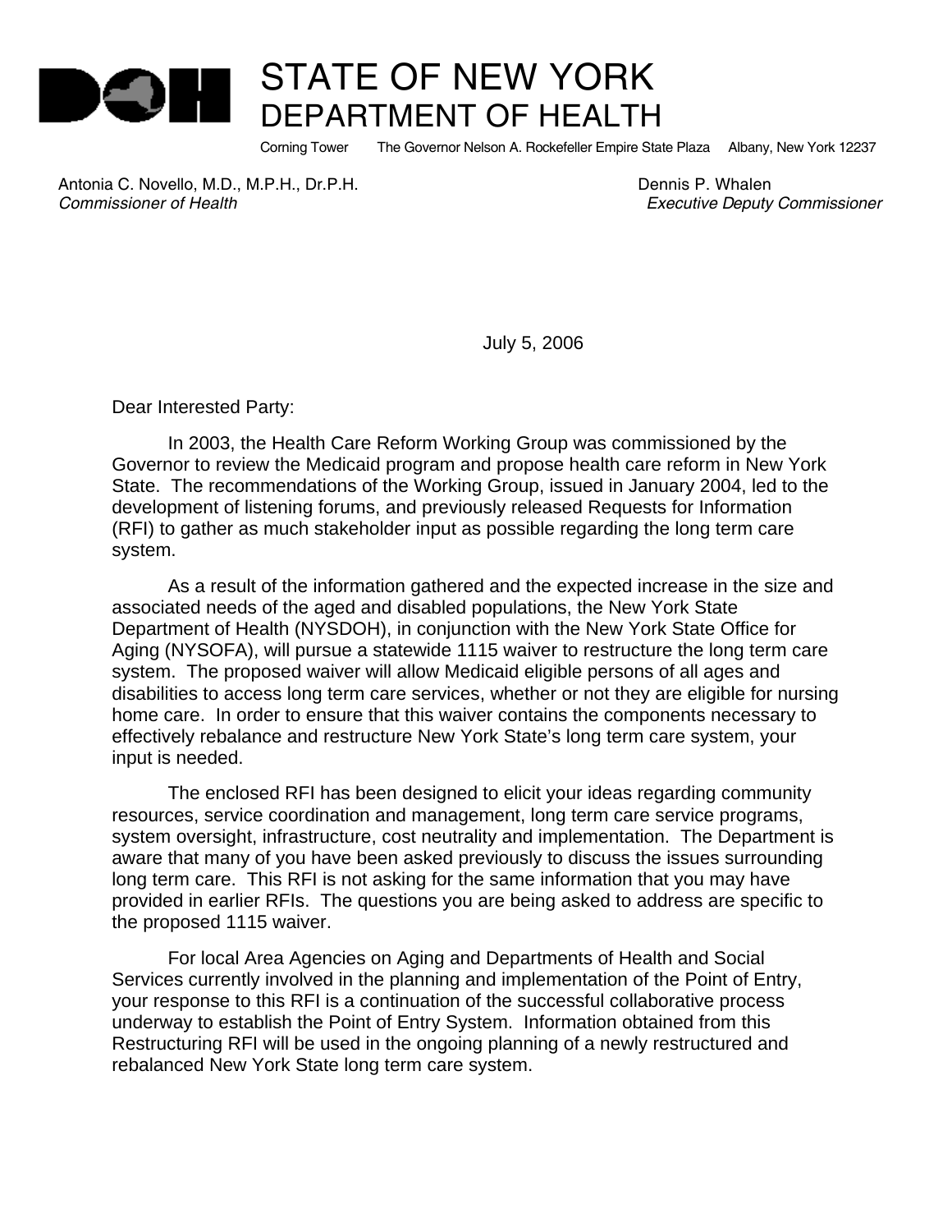# STATE OF NEW YORK
## DEPARTMENT OF HEALTH

Corning Tower The Governor Nelson A. Rockefeller Empire State Plaza Albany, New York 12237

Antonia C. Novello, M.D., M.P.H., Dr.P.H.
*Commissioner of Health*

Dennis P. Whalen
*Executive Deputy Commissioner*

July 5, 2006

Dear Interested Party:

In 2003, the Health Care Reform Working Group was commissioned by the Governor to review the Medicaid program and propose health care reform in New York State. The recommendations of the Working Group, issued in January 2004, led to the development of listening forums, and previously released Requests for Information (RFI) to gather as much stakeholder input as possible regarding the long term care system.

As a result of the information gathered and the expected increase in the size and associated needs of the aged and disabled populations, the New York State Department of Health (NYSDOH), in conjunction with the New York State Office for Aging (NYSOFA), will pursue a statewide 1115 waiver to restructure the long term care system. The proposed waiver will allow Medicaid eligible persons of all ages and disabilities to access long term care services, whether or not they are eligible for nursing home care. In order to ensure that this waiver contains the components necessary to effectively rebalance and restructure New York State's long term care system, your input is needed.

The enclosed RFI has been designed to elicit your ideas regarding community resources, service coordination and management, long term care service programs, system oversight, infrastructure, cost neutrality and implementation. The Department is aware that many of you have been asked previously to discuss the issues surrounding long term care. This RFI is not asking for the same information that you may have provided in earlier RFIs. The questions you are being asked to address are specific to the proposed 1115 waiver.

For local Area Agencies on Aging and Departments of Health and Social Services currently involved in the planning and implementation of the Point of Entry, your response to this RFI is a continuation of the successful collaborative process underway to establish the Point of Entry System. Information obtained from this Restructuring RFI will be used in the ongoing planning of a newly restructured and rebalanced New York State long term care system.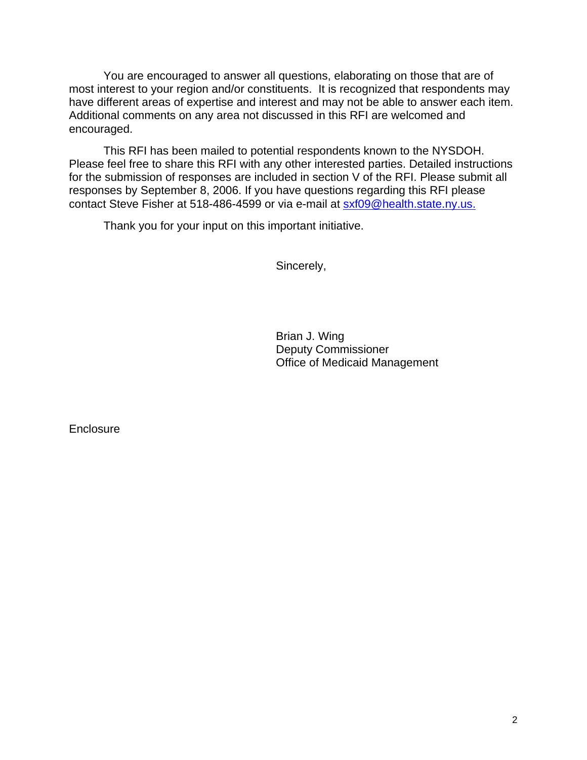You are encouraged to answer all questions, elaborating on those that are of most interest to your region and/or constituents. It is recognized that respondents may have different areas of expertise and interest and may not be able to answer each item. Additional comments on any area not discussed in this RFI are welcomed and encouraged.

This RFI has been mailed to potential respondents known to the NYSDOH. Please feel free to share this RFI with any other interested parties. Detailed instructions for the submission of responses are included in section V of the RFI. Please submit all responses by September 8, 2006. If you have questions regarding this RFI please contact Steve Fisher at 518-486-4599 or via e-mail at sxf09@health.state.ny.us.

Thank you for your input on this important initiative.

Sincerely,

Brian J. Wing
Deputy Commissioner
Office of Medicaid Management

Enclosure